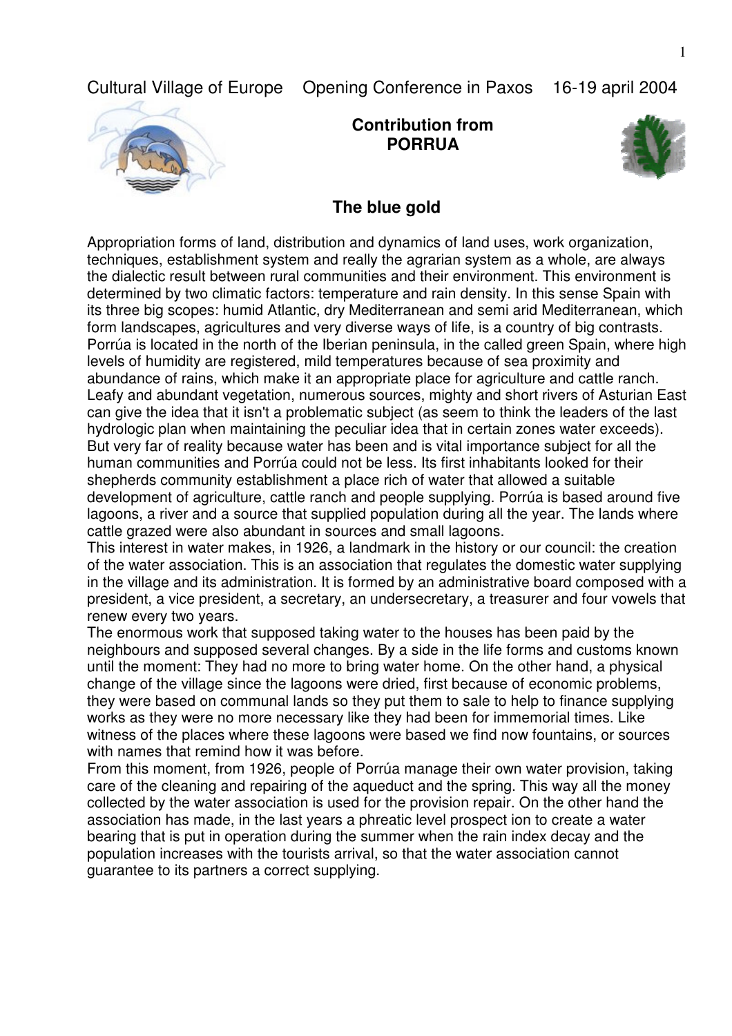Cultural Village of Europe    Opening Conference in Paxos    16-19 april 2004

**Contribution from PORRUA**

## The blue gold

Appropriation forms of land, distribution and dynamics of land uses, work organization, techniques, establishment system and really the agrarian system as a whole, are always the dialectic result between rural communities and their environment. This environment is determined by two climatic factors: temperature and rain density. In this sense Spain with its three big scopes: humid Atlantic, dry Mediterranean and semi arid Mediterranean, which form landscapes, agricultures and very diverse ways of life, is a country of big contrasts. Porrúa is located in the north of the Iberian peninsula, in the called green Spain, where high levels of humidity are registered, mild temperatures because of sea proximity and abundance of rains, which make it an appropriate place for agriculture and cattle ranch. Leafy and abundant vegetation, numerous sources, mighty and short rivers of Asturian East can give the idea that it isn't a problematic subject (as seem to think the leaders of the last hydrologic plan when maintaining the peculiar idea that in certain zones water exceeds). But very far of reality because water has been and is vital importance subject for all the human communities and Porrúa could not be less. Its first inhabitants looked for their shepherds community establishment a place rich of water that allowed a suitable development of agriculture, cattle ranch and people supplying. Porrúa is based around five lagoons, a river and a source that supplied population during all the year. The lands where cattle grazed were also abundant in sources and small lagoons.

This interest in water makes, in 1926, a landmark in the history or our council: the creation of the water association. This is an association that regulates the domestic water supplying in the village and its administration. It is formed by an administrative board composed with a president, a vice president, a secretary, an undersecretary, a treasurer and four vowels that renew every two years.

The enormous work that supposed taking water to the houses has been paid by the neighbours and supposed several changes. By a side in the life forms and customs known until the moment: They had no more to bring water home. On the other hand, a physical change of the village since the lagoons were dried, first because of economic problems, they were based on communal lands so they put them to sale to help to finance supplying works as they were no more necessary like they had been for immemorial times. Like witness of the places where these lagoons were based we find now fountains, or sources with names that remind how it was before.

From this moment, from 1926, people of Porrúa manage their own water provision, taking care of the cleaning and repairing of the aqueduct and the spring. This way all the money collected by the water association is used for the provision repair. On the other hand the association has made, in the last years a phreatic level prospect ion to create a water bearing that is put in operation during the summer when the rain index decay and the population increases with the tourists arrival, so that the water association cannot guarantee to its partners a correct supplying.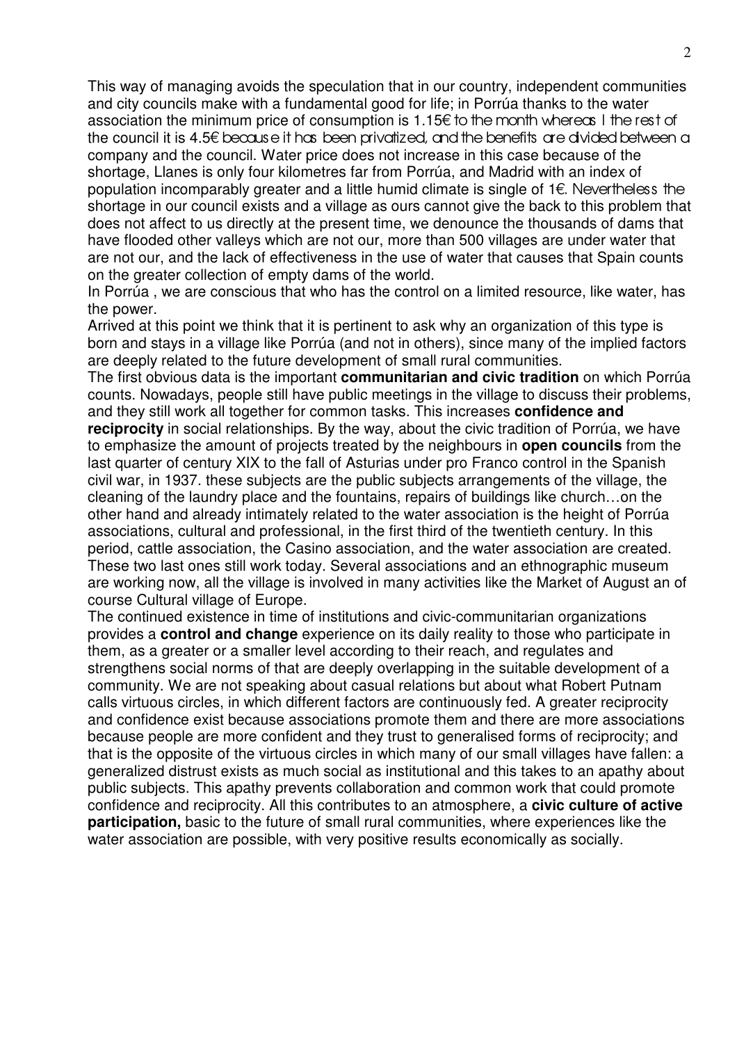This way of managing avoids the speculation that in our country, independent communities and city councils make with a fundamental good for life; in Porrúa thanks to the water association the minimum price of consumption is 1.15€ to the month whereas I the rest of the council it is 4.5€ because it has been privatized, and the benefits are divided between a company and the council. Water price does not increase in this case because of the shortage, Llanes is only four kilometres far from Porrúa, and Madrid with an index of population incomparably greater and a little humid climate is single of 1€. Nevertheless the shortage in our council exists and a village as ours cannot give the back to this problem that does not affect to us directly at the present time, we denounce the thousands of dams that have flooded other valleys which are not our, more than 500 villages are under water that are not our, and the lack of effectiveness in the use of water that causes that Spain counts on the greater collection of empty dams of the world.

In Porrúa , we are conscious that who has the control on a limited resource, like water, has the power.

Arrived at this point we think that it is pertinent to ask why an organization of this type is born and stays in a village like Porrúa (and not in others), since many of the implied factors are deeply related to the future development of small rural communities.

The first obvious data is the important **communitarian and civic tradition** on which Porrúa counts. Nowadays, people still have public meetings in the village to discuss their problems, and they still work all together for common tasks. This increases **confidence and reciprocity** in social relationships. By the way, about the civic tradition of Porrúa, we have to emphasize the amount of projects treated by the neighbours in **open councils** from the last quarter of century XIX to the fall of Asturias under pro Franco control in the Spanish civil war, in 1937. these subjects are the public subjects arrangements of the village, the cleaning of the laundry place and the fountains, repairs of buildings like church…on the other hand and already intimately related to the water association is the height of Porrúa associations, cultural and professional, in the first third of the twentieth century. In this period, cattle association, the Casino association, and the water association are created. These two last ones still work today. Several associations and an ethnographic museum are working now, all the village is involved in many activities like the Market of August an of course Cultural village of Europe.

The continued existence in time of institutions and civic-communitarian organizations provides a **control and change** experience on its daily reality to those who participate in them, as a greater or a smaller level according to their reach, and regulates and strengthens social norms of that are deeply overlapping in the suitable development of a community. We are not speaking about casual relations but about what Robert Putnam calls virtuous circles, in which different factors are continuously fed. A greater reciprocity and confidence exist because associations promote them and there are more associations because people are more confident and they trust to generalised forms of reciprocity; and that is the opposite of the virtuous circles in which many of our small villages have fallen: a generalized distrust exists as much social as institutional and this takes to an apathy about public subjects. This apathy prevents collaboration and common work that could promote confidence and reciprocity. All this contributes to an atmosphere, a **civic culture of active participation,** basic to the future of small rural communities, where experiences like the water association are possible, with very positive results economically as socially.